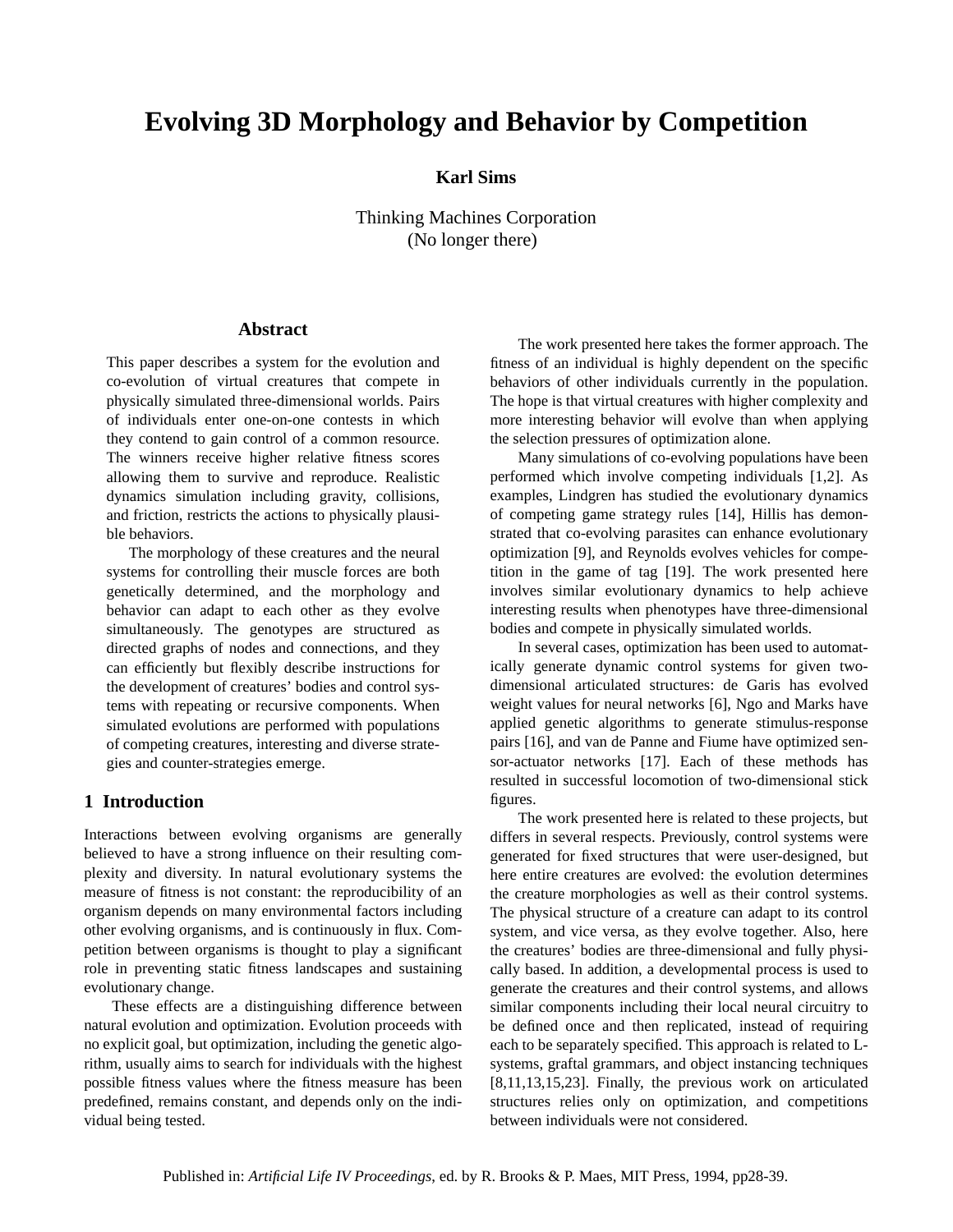# Evolving 3D Morphology and Behavior by Competition

**Karl Sims**

Thinking Machines Corporation
(No longer there)

## Abstract

This paper describes a system for the evolution and co-evolution of virtual creatures that compete in physically simulated three-dimensional worlds. Pairs of individuals enter one-on-one contests in which they contend to gain control of a common resource. The winners receive higher relative fitness scores allowing them to survive and reproduce. Realistic dynamics simulation including gravity, collisions, and friction, restricts the actions to physically plausible behaviors.

The morphology of these creatures and the neural systems for controlling their muscle forces are both genetically determined, and the morphology and behavior can adapt to each other as they evolve simultaneously. The genotypes are structured as directed graphs of nodes and connections, and they can efficiently but flexibly describe instructions for the development of creatures' bodies and control systems with repeating or recursive components. When simulated evolutions are performed with populations of competing creatures, interesting and diverse strategies and counter-strategies emerge.

## 1 Introduction

Interactions between evolving organisms are generally believed to have a strong influence on their resulting complexity and diversity. In natural evolutionary systems the measure of fitness is not constant: the reproducibility of an organism depends on many environmental factors including other evolving organisms, and is continuously in flux. Competition between organisms is thought to play a significant role in preventing static fitness landscapes and sustaining evolutionary change.

These effects are a distinguishing difference between natural evolution and optimization. Evolution proceeds with no explicit goal, but optimization, including the genetic algorithm, usually aims to search for individuals with the highest possible fitness values where the fitness measure has been predefined, remains constant, and depends only on the individual being tested.

The work presented here takes the former approach. The fitness of an individual is highly dependent on the specific behaviors of other individuals currently in the population. The hope is that virtual creatures with higher complexity and more interesting behavior will evolve than when applying the selection pressures of optimization alone.

Many simulations of co-evolving populations have been performed which involve competing individuals [1,2]. As examples, Lindgren has studied the evolutionary dynamics of competing game strategy rules [14], Hillis has demonstrated that co-evolving parasites can enhance evolutionary optimization [9], and Reynolds evolves vehicles for competition in the game of tag [19]. The work presented here involves similar evolutionary dynamics to help achieve interesting results when phenotypes have three-dimensional bodies and compete in physically simulated worlds.

In several cases, optimization has been used to automatically generate dynamic control systems for given two-dimensional articulated structures: de Garis has evolved weight values for neural networks [6], Ngo and Marks have applied genetic algorithms to generate stimulus-response pairs [16], and van de Panne and Fiume have optimized sensor-actuator networks [17]. Each of these methods has resulted in successful locomotion of two-dimensional stick figures.

The work presented here is related to these projects, but differs in several respects. Previously, control systems were generated for fixed structures that were user-designed, but here entire creatures are evolved: the evolution determines the creature morphologies as well as their control systems. The physical structure of a creature can adapt to its control system, and vice versa, as they evolve together. Also, here the creatures' bodies are three-dimensional and fully physically based. In addition, a developmental process is used to generate the creatures and their control systems, and allows similar components including their local neural circuitry to be defined once and then replicated, instead of requiring each to be separately specified. This approach is related to L-systems, graftal grammars, and object instancing techniques [8,11,13,15,23]. Finally, the previous work on articulated structures relies only on optimization, and competitions between individuals were not considered.

Published in: *Artificial Life IV Proceedings*, ed. by R. Brooks & P. Maes, MIT Press, 1994, pp28-39.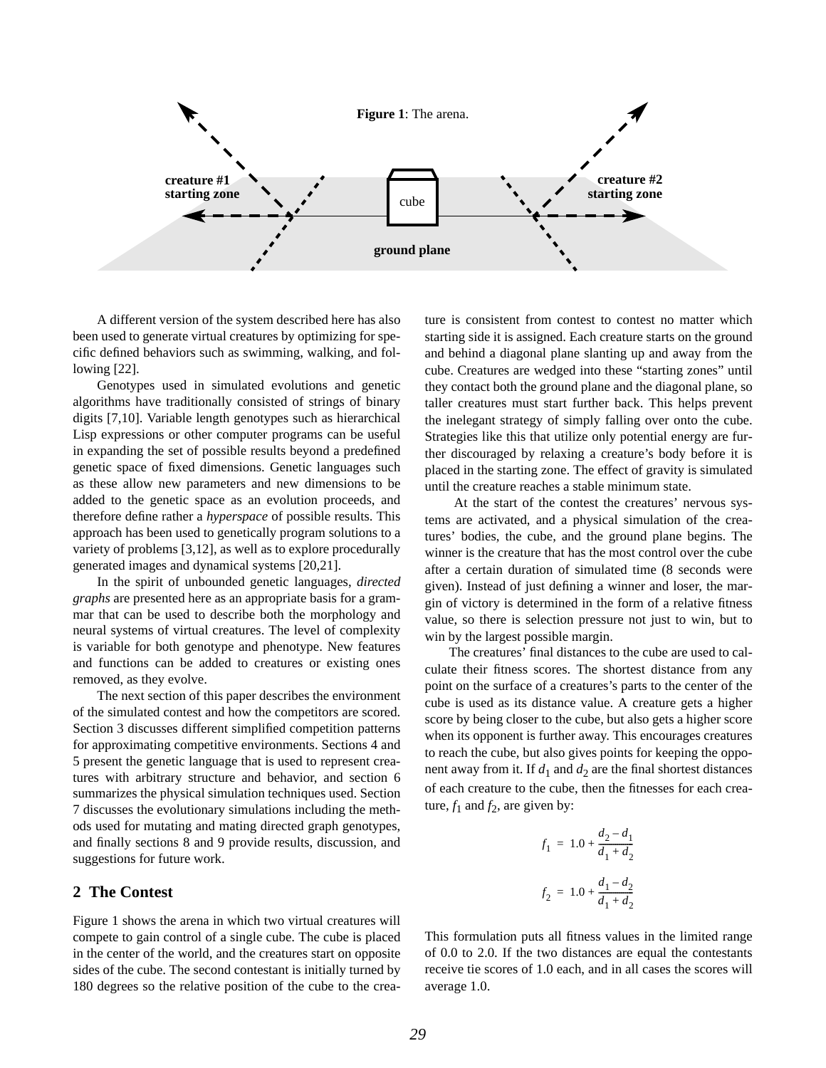**Figure 1**: The arena.

creature #1 starting zone

cube

creature #2 starting zone

ground plane

A different version of the system described here has also been used to generate virtual creatures by optimizing for specific defined behaviors such as swimming, walking, and following [22].

Genotypes used in simulated evolutions and genetic algorithms have traditionally consisted of strings of binary digits [7,10]. Variable length genotypes such as hierarchical Lisp expressions or other computer programs can be useful in expanding the set of possible results beyond a predefined genetic space of fixed dimensions. Genetic languages such as these allow new parameters and new dimensions to be added to the genetic space as an evolution proceeds, and therefore define rather a *hyperspace* of possible results. This approach has been used to genetically program solutions to a variety of problems [3,12], as well as to explore procedurally generated images and dynamical systems [20,21].

In the spirit of unbounded genetic languages, *directed graphs* are presented here as an appropriate basis for a grammar that can be used to describe both the morphology and neural systems of virtual creatures. The level of complexity is variable for both genotype and phenotype. New features and functions can be added to creatures or existing ones removed, as they evolve.

The next section of this paper describes the environment of the simulated contest and how the competitors are scored. Section 3 discusses different simplified competition patterns for approximating competitive environments. Sections 4 and 5 present the genetic language that is used to represent creatures with arbitrary structure and behavior, and section 6 summarizes the physical simulation techniques used. Section 7 discusses the evolutionary simulations including the methods used for mutating and mating directed graph genotypes, and finally sections 8 and 9 provide results, discussion, and suggestions for future work.

## 2 The Contest

Figure 1 shows the arena in which two virtual creatures will compete to gain control of a single cube. The cube is placed in the center of the world, and the creatures start on opposite sides of the cube. The second contestant is initially turned by 180 degrees so the relative position of the cube to the creature is consistent from contest to contest no matter which starting side it is assigned. Each creature starts on the ground and behind a diagonal plane slanting up and away from the cube. Creatures are wedged into these "starting zones" until they contact both the ground plane and the diagonal plane, so taller creatures must start further back. This helps prevent the inelegant strategy of simply falling over onto the cube. Strategies like this that utilize only potential energy are further discouraged by relaxing a creature's body before it is placed in the starting zone. The effect of gravity is simulated until the creature reaches a stable minimum state.

At the start of the contest the creatures' nervous systems are activated, and a physical simulation of the creatures' bodies, the cube, and the ground plane begins. The winner is the creature that has the most control over the cube after a certain duration of simulated time (8 seconds were given). Instead of just defining a winner and loser, the margin of victory is determined in the form of a relative fitness value, so there is selection pressure not just to win, but to win by the largest possible margin.

The creatures' final distances to the cube are used to calculate their fitness scores. The shortest distance from any point on the surface of a creatures's parts to the center of the cube is used as its distance value. A creature gets a higher score by being closer to the cube, but also gets a higher score when its opponent is further away. This encourages creatures to reach the cube, but also gives points for keeping the opponent away from it. If $d_1$ and $d_2$ are the final shortest distances of each creature to the cube, then the fitnesses for each creature, $f_1$ and $f_2$, are given by:

$$f_1 = 1.0 + \frac{d_2 - d_1}{d_1 + d_2}$$

$$f_2 = 1.0 + \frac{d_1 - d_2}{d_1 + d_2}$$

This formulation puts all fitness values in the limited range of 0.0 to 2.0. If the two distances are equal the contestants receive tie scores of 1.0 each, and in all cases the scores will average 1.0.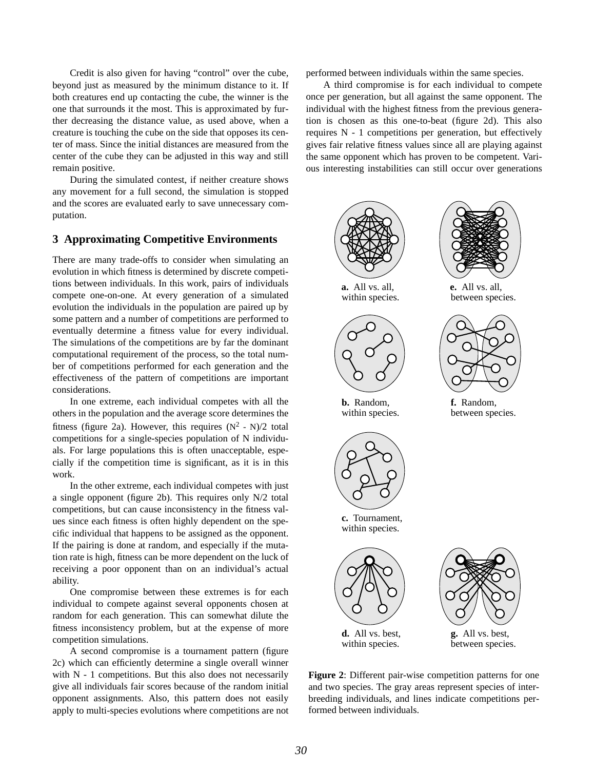Credit is also given for having "control" over the cube, beyond just as measured by the minimum distance to it. If both creatures end up contacting the cube, the winner is the one that surrounds it the most. This is approximated by further decreasing the distance value, as used above, when a creature is touching the cube on the side that opposes its center of mass. Since the initial distances are measured from the center of the cube they can be adjusted in this way and still remain positive.

During the simulated contest, if neither creature shows any movement for a full second, the simulation is stopped and the scores are evaluated early to save unnecessary computation.

## 3 Approximating Competitive Environments

There are many trade-offs to consider when simulating an evolution in which fitness is determined by discrete competitions between individuals. In this work, pairs of individuals compete one-on-one. At every generation of a simulated evolution the individuals in the population are paired up by some pattern and a number of competitions are performed to eventually determine a fitness value for every individual. The simulations of the competitions are by far the dominant computational requirement of the process, so the total number of competitions performed for each generation and the effectiveness of the pattern of competitions are important considerations.

In one extreme, each individual competes with all the others in the population and the average score determines the fitness (figure 2a). However, this requires $(N^2 - N)/2$ total competitions for a single-species population of N individuals. For large populations this is often unacceptable, especially if the competition time is significant, as it is in this work.

In the other extreme, each individual competes with just a single opponent (figure 2b). This requires only N/2 total competitions, but can cause inconsistency in the fitness values since each fitness is often highly dependent on the specific individual that happens to be assigned as the opponent. If the pairing is done at random, and especially if the mutation rate is high, fitness can be more dependent on the luck of receiving a poor opponent than on an individual's actual ability.

One compromise between these extremes is for each individual to compete against several opponents chosen at random for each generation. This can somewhat dilute the fitness inconsistency problem, but at the expense of more competition simulations.

A second compromise is a tournament pattern (figure 2c) which can efficiently determine a single overall winner with N - 1 competitions. But this also does not necessarily give all individuals fair scores because of the random initial opponent assignments. Also, this pattern does not easily apply to multi-species evolutions where competitions are not performed between individuals within the same species.

A third compromise is for each individual to compete once per generation, but all against the same opponent. The individual with the highest fitness from the previous generation is chosen as this one-to-beat (figure 2d). This also requires N - 1 competitions per generation, but effectively gives fair relative fitness values since all are playing against the same opponent which has proven to be competent. Various interesting instabilities can still occur over generations

**a.** All vs. all, within species.

**e.** All vs. all, between species.

**b.** Random, within species.

**f.** Random, between species.

**c.** Tournament, within species.

**d.** All vs. best, within species.

**g.** All vs. best, between species.

**Figure 2**: Different pair-wise competition patterns for one and two species. The gray areas represent species of interbreeding individuals, and lines indicate competitions performed between individuals.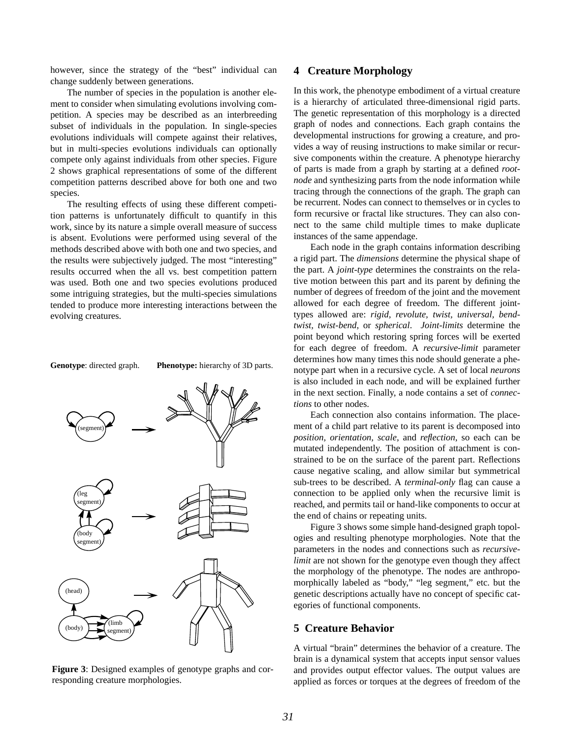however, since the strategy of the "best" individual can change suddenly between generations.

The number of species in the population is another element to consider when simulating evolutions involving competition. A species may be described as an interbreeding subset of individuals in the population. In single-species evolutions individuals will compete against their relatives, but in multi-species evolutions individuals can optionally compete only against individuals from other species. Figure 2 shows graphical representations of some of the different competition patterns described above for both one and two species.

The resulting effects of using these different competition patterns is unfortunately difficult to quantify in this work, since by its nature a simple overall measure of success is absent. Evolutions were performed using several of the methods described above with both one and two species, and the results were subjectively judged. The most "interesting" results occurred when the all vs. best competition pattern was used. Both one and two species evolutions produced some intriguing strategies, but the multi-species simulations tended to produce more interesting interactions between the evolving creatures.

**Genotype**: directed graph. **Phenotype:** hierarchy of 3D parts.

(segment)

(leg segment)

(body segment)

(head)

(body)

(limb segment)

**Figure 3**: Designed examples of genotype graphs and corresponding creature morphologies.

## 4 Creature Morphology

In this work, the phenotype embodiment of a virtual creature is a hierarchy of articulated three-dimensional rigid parts. The genetic representation of this morphology is a directed graph of nodes and connections. Each graph contains the developmental instructions for growing a creature, and provides a way of reusing instructions to make similar or recursive components within the creature. A phenotype hierarchy of parts is made from a graph by starting at a defined *root-node* and synthesizing parts from the node information while tracing through the connections of the graph. The graph can be recurrent. Nodes can connect to themselves or in cycles to form recursive or fractal like structures. They can also connect to the same child multiple times to make duplicate instances of the same appendage.

Each node in the graph contains information describing a rigid part. The *dimensions* determine the physical shape of the part. A *joint-type* determines the constraints on the relative motion between this part and its parent by defining the number of degrees of freedom of the joint and the movement allowed for each degree of freedom. The different joint-types allowed are: *rigid, revolute, twist, universal, bend-twist, twist-bend,* or *spherical*. *Joint-limits* determine the point beyond which restoring spring forces will be exerted for each degree of freedom. A *recursive-limit* parameter determines how many times this node should generate a phenotype part when in a recursive cycle. A set of local *neurons* is also included in each node, and will be explained further in the next section. Finally, a node contains a set of *connections* to other nodes.

Each connection also contains information. The placement of a child part relative to its parent is decomposed into *position, orientation, scale,* and *reflection,* so each can be mutated independently. The position of attachment is constrained to be on the surface of the parent part. Reflections cause negative scaling, and allow similar but symmetrical sub-trees to be described. A *terminal-only* flag can cause a connection to be applied only when the recursive limit is reached, and permits tail or hand-like components to occur at the end of chains or repeating units.

Figure 3 shows some simple hand-designed graph topologies and resulting phenotype morphologies. Note that the parameters in the nodes and connections such as *recursive-limit* are not shown for the genotype even though they affect the morphology of the phenotype. The nodes are anthropomorphically labeled as "body," "leg segment," etc. but the genetic descriptions actually have no concept of specific categories of functional components.

## 5 Creature Behavior

A virtual "brain" determines the behavior of a creature. The brain is a dynamical system that accepts input sensor values and provides output effector values. The output values are applied as forces or torques at the degrees of freedom of the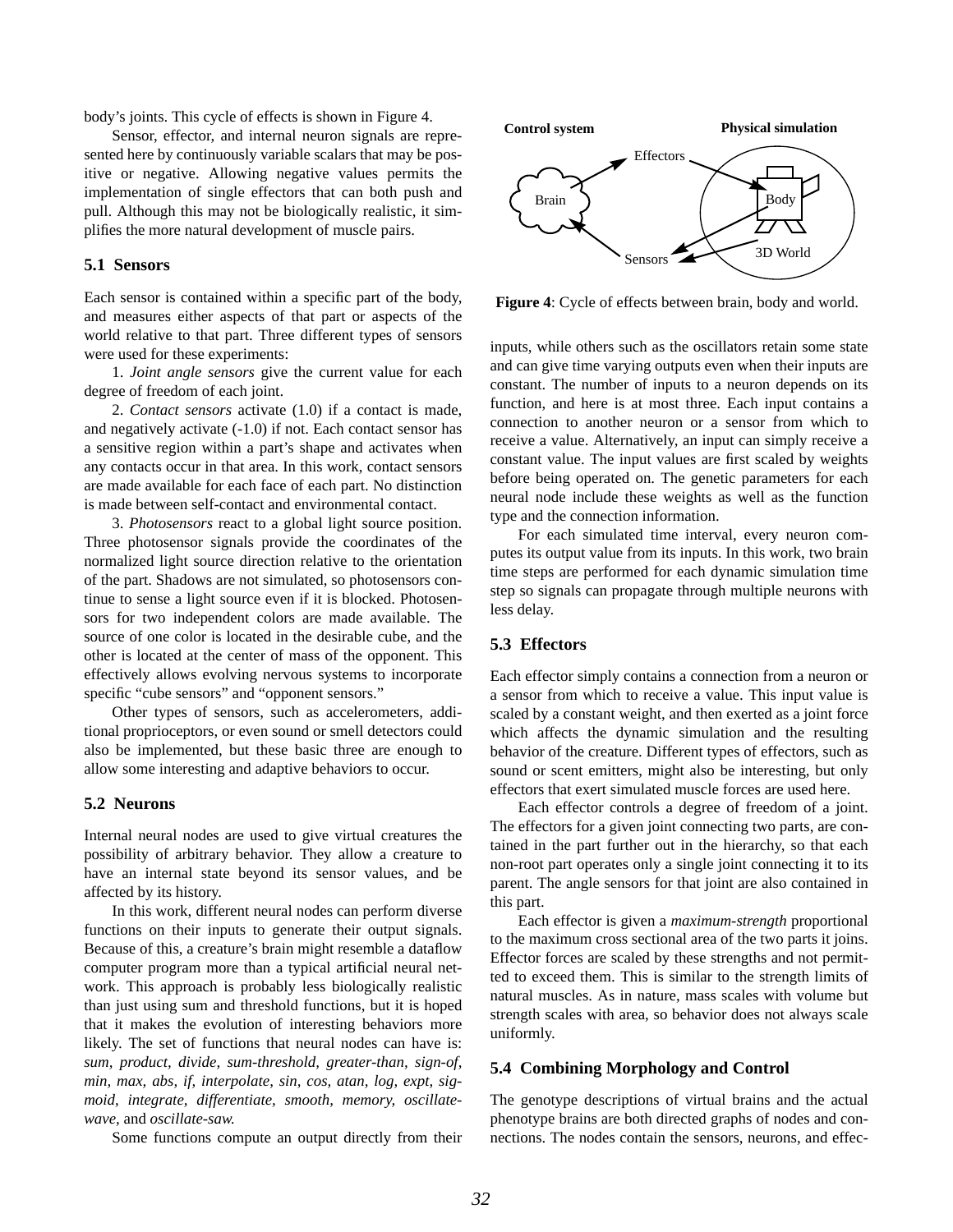body's joints. This cycle of effects is shown in Figure 4.

Sensor, effector, and internal neuron signals are represented here by continuously variable scalars that may be positive or negative. Allowing negative values permits the implementation of single effectors that can both push and pull. Although this may not be biologically realistic, it simplifies the more natural development of muscle pairs.

### 5.1 Sensors

Each sensor is contained within a specific part of the body, and measures either aspects of that part or aspects of the world relative to that part. Three different types of sensors were used for these experiments:

1. *Joint angle sensors* give the current value for each degree of freedom of each joint.

2. *Contact sensors* activate (1.0) if a contact is made, and negatively activate (-1.0) if not. Each contact sensor has a sensitive region within a part's shape and activates when any contacts occur in that area. In this work, contact sensors are made available for each face of each part. No distinction is made between self-contact and environmental contact.

3. *Photosensors* react to a global light source position. Three photosensor signals provide the coordinates of the normalized light source direction relative to the orientation of the part. Shadows are not simulated, so photosensors continue to sense a light source even if it is blocked. Photosensors for two independent colors are made available. The source of one color is located in the desirable cube, and the other is located at the center of mass of the opponent. This effectively allows evolving nervous systems to incorporate specific "cube sensors" and "opponent sensors."

Other types of sensors, such as accelerometers, additional proprioceptors, or even sound or smell detectors could also be implemented, but these basic three are enough to allow some interesting and adaptive behaviors to occur.

### 5.2 Neurons

Internal neural nodes are used to give virtual creatures the possibility of arbitrary behavior. They allow a creature to have an internal state beyond its sensor values, and be affected by its history.

In this work, different neural nodes can perform diverse functions on their inputs to generate their output signals. Because of this, a creature's brain might resemble a dataflow computer program more than a typical artificial neural network. This approach is probably less biologically realistic than just using sum and threshold functions, but it is hoped that it makes the evolution of interesting behaviors more likely. The set of functions that neural nodes can have is: *sum, product, divide, sum-threshold, greater-than, sign-of, min, max, abs, if, interpolate, sin, cos, atan, log, expt, sigmoid, integrate, differentiate, smooth, memory, oscillate-wave,* and *oscillate-saw.*

Some functions compute an output directly from their

Control system

Physical simulation

Effectors

Brain

Body

Sensors

3D World

**Figure 4**: Cycle of effects between brain, body and world.

inputs, while others such as the oscillators retain some state and can give time varying outputs even when their inputs are constant. The number of inputs to a neuron depends on its function, and here is at most three. Each input contains a connection to another neuron or a sensor from which to receive a value. Alternatively, an input can simply receive a constant value. The input values are first scaled by weights before being operated on. The genetic parameters for each neural node include these weights as well as the function type and the connection information.

For each simulated time interval, every neuron computes its output value from its inputs. In this work, two brain time steps are performed for each dynamic simulation time step so signals can propagate through multiple neurons with less delay.

### 5.3 Effectors

Each effector simply contains a connection from a neuron or a sensor from which to receive a value. This input value is scaled by a constant weight, and then exerted as a joint force which affects the dynamic simulation and the resulting behavior of the creature. Different types of effectors, such as sound or scent emitters, might also be interesting, but only effectors that exert simulated muscle forces are used here.

Each effector controls a degree of freedom of a joint. The effectors for a given joint connecting two parts, are contained in the part further out in the hierarchy, so that each non-root part operates only a single joint connecting it to its parent. The angle sensors for that joint are also contained in this part.

Each effector is given a *maximum-strength* proportional to the maximum cross sectional area of the two parts it joins. Effector forces are scaled by these strengths and not permitted to exceed them. This is similar to the strength limits of natural muscles. As in nature, mass scales with volume but strength scales with area, so behavior does not always scale uniformly.

### 5.4 Combining Morphology and Control

The genotype descriptions of virtual brains and the actual phenotype brains are both directed graphs of nodes and connections. The nodes contain the sensors, neurons, and effec-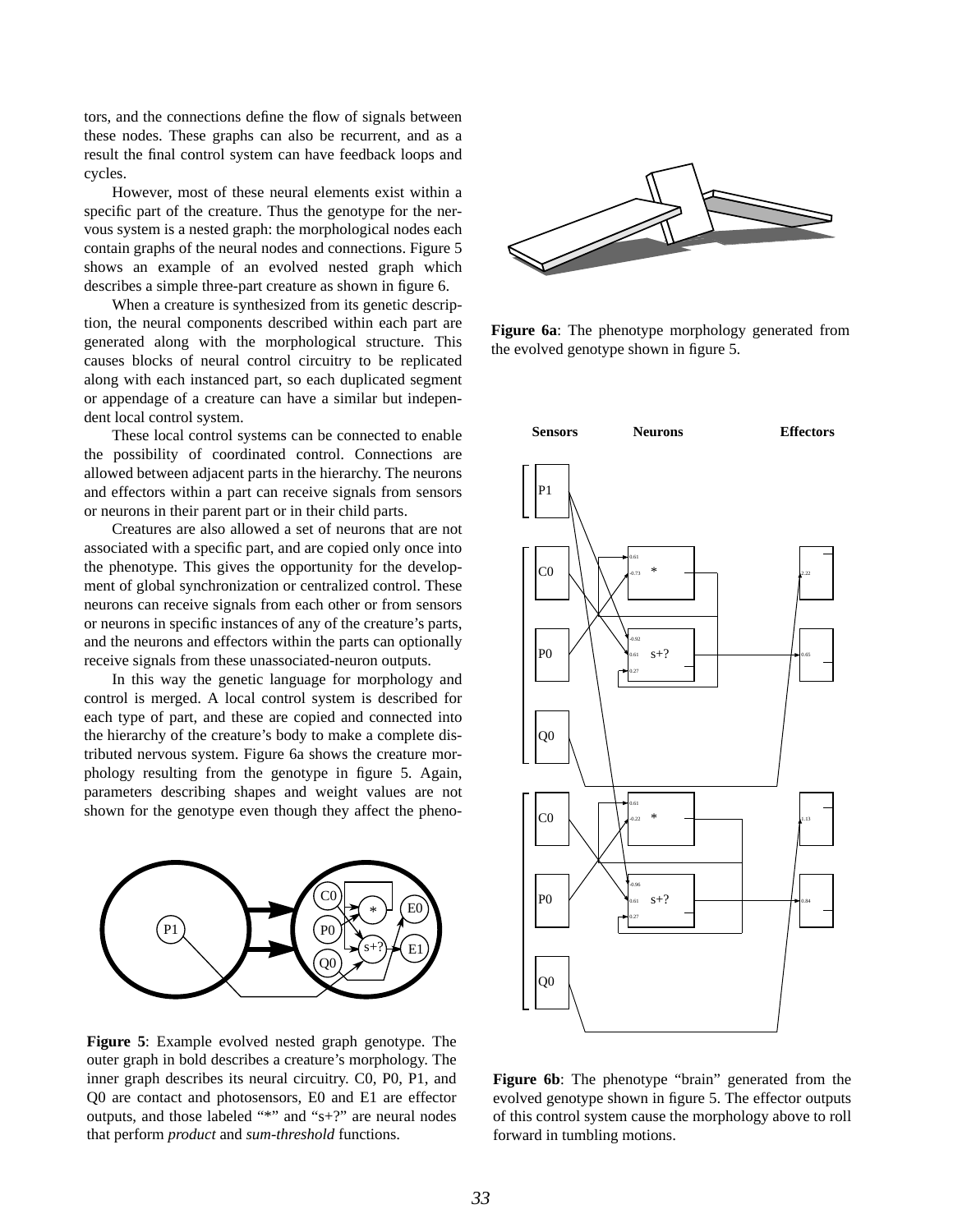tors, and the connections define the flow of signals between these nodes. These graphs can also be recurrent, and as a result the final control system can have feedback loops and cycles.

However, most of these neural elements exist within a specific part of the creature. Thus the genotype for the nervous system is a nested graph: the morphological nodes each contain graphs of the neural nodes and connections. Figure 5 shows an example of an evolved nested graph which describes a simple three-part creature as shown in figure 6.

When a creature is synthesized from its genetic description, the neural components described within each part are generated along with the morphological structure. This causes blocks of neural control circuitry to be replicated along with each instanced part, so each duplicated segment or appendage of a creature can have a similar but independent local control system.

These local control systems can be connected to enable the possibility of coordinated control. Connections are allowed between adjacent parts in the hierarchy. The neurons and effectors within a part can receive signals from sensors or neurons in their parent part or in their child parts.

Creatures are also allowed a set of neurons that are not associated with a specific part, and are copied only once into the phenotype. This gives the opportunity for the development of global synchronization or centralized control. These neurons can receive signals from each other or from sensors or neurons in specific instances of any of the creature's parts, and the neurons and effectors within the parts can optionally receive signals from these unassociated-neuron outputs.

In this way the genetic language for morphology and control is merged. A local control system is described for each type of part, and these are copied and connected into the hierarchy of the creature's body to make a complete distributed nervous system. Figure 6a shows the creature morphology resulting from the genotype in figure 5. Again, parameters describing shapes and weight values are not shown for the genotype even though they affect the pheno-

P1
C0
P0
Q0
*
s+?
E0
E1

**Figure 5**: Example evolved nested graph genotype. The outer graph in bold describes a creature's morphology. The inner graph describes its neural circuitry. C0, P0, P1, and Q0 are contact and photosensors, E0 and E1 are effector outputs, and those labeled "*" and "s+?" are neural nodes that perform *product* and *sum-threshold* functions.

**Figure 6a**: The phenotype morphology generated from the evolved genotype shown in figure 5.

Sensors
Neurons
Effectors
P1
C0
P0
Q0
C0
P0
Q0
*
s+?
*
s+?
0.61
-0.73
-0.92
0.61
0.27
0.61
-0.22
-0.96
0.61
0.27
2.22
0.65
1.13
0.84

**Figure 6b**: The phenotype "brain" generated from the evolved genotype shown in figure 5. The effector outputs of this control system cause the morphology above to roll forward in tumbling motions.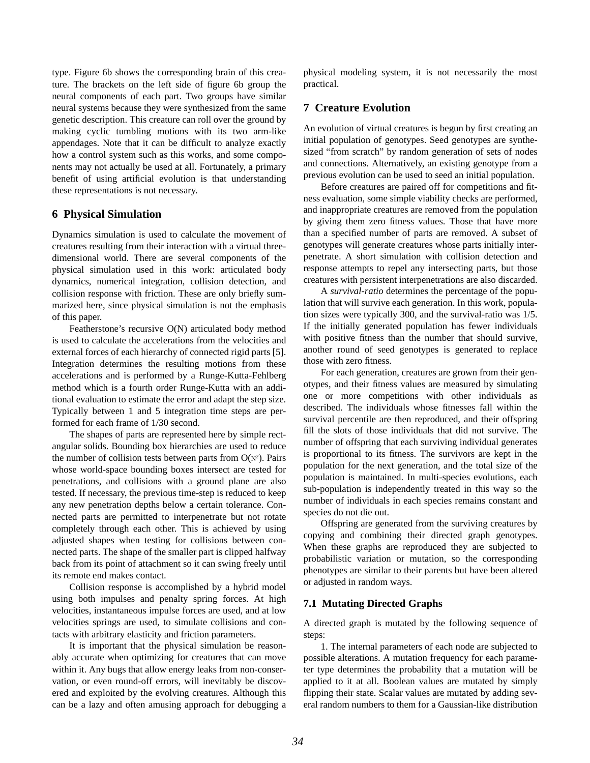type. Figure 6b shows the corresponding brain of this creature. The brackets on the left side of figure 6b group the neural components of each part. Two groups have similar neural systems because they were synthesized from the same genetic description. This creature can roll over the ground by making cyclic tumbling motions with its two arm-like appendages. Note that it can be difficult to analyze exactly how a control system such as this works, and some components may not actually be used at all. Fortunately, a primary benefit of using artificial evolution is that understanding these representations is not necessary.

## 6 Physical Simulation

Dynamics simulation is used to calculate the movement of creatures resulting from their interaction with a virtual three-dimensional world. There are several components of the physical simulation used in this work: articulated body dynamics, numerical integration, collision detection, and collision response with friction. These are only briefly summarized here, since physical simulation is not the emphasis of this paper.

Featherstone's recursive O(N) articulated body method is used to calculate the accelerations from the velocities and external forces of each hierarchy of connected rigid parts [5]. Integration determines the resulting motions from these accelerations and is performed by a Runge-Kutta-Fehlberg method which is a fourth order Runge-Kutta with an additional evaluation to estimate the error and adapt the step size. Typically between 1 and 5 integration time steps are performed for each frame of 1/30 second.

The shapes of parts are represented here by simple rectangular solids. Bounding box hierarchies are used to reduce the number of collision tests between parts from $O(N^2)$. Pairs whose world-space bounding boxes intersect are tested for penetrations, and collisions with a ground plane are also tested. If necessary, the previous time-step is reduced to keep any new penetration depths below a certain tolerance. Connected parts are permitted to interpenetrate but not rotate completely through each other. This is achieved by using adjusted shapes when testing for collisions between connected parts. The shape of the smaller part is clipped halfway back from its point of attachment so it can swing freely until its remote end makes contact.

Collision response is accomplished by a hybrid model using both impulses and penalty spring forces. At high velocities, instantaneous impulse forces are used, and at low velocities springs are used, to simulate collisions and contacts with arbitrary elasticity and friction parameters.

It is important that the physical simulation be reasonably accurate when optimizing for creatures that can move within it. Any bugs that allow energy leaks from non-conservation, or even round-off errors, will inevitably be discovered and exploited by the evolving creatures. Although this can be a lazy and often amusing approach for debugging a physical modeling system, it is not necessarily the most practical.

## 7 Creature Evolution

An evolution of virtual creatures is begun by first creating an initial population of genotypes. Seed genotypes are synthesized "from scratch" by random generation of sets of nodes and connections. Alternatively, an existing genotype from a previous evolution can be used to seed an initial population.

Before creatures are paired off for competitions and fitness evaluation, some simple viability checks are performed, and inappropriate creatures are removed from the population by giving them zero fitness values. Those that have more than a specified number of parts are removed. A subset of genotypes will generate creatures whose parts initially interpenetrate. A short simulation with collision detection and response attempts to repel any intersecting parts, but those creatures with persistent interpenetrations are also discarded.

A *survival-ratio* determines the percentage of the population that will survive each generation. In this work, population sizes were typically 300, and the survival-ratio was 1/5. If the initially generated population has fewer individuals with positive fitness than the number that should survive, another round of seed genotypes is generated to replace those with zero fitness.

For each generation, creatures are grown from their genotypes, and their fitness values are measured by simulating one or more competitions with other individuals as described. The individuals whose fitnesses fall within the survival percentile are then reproduced, and their offspring fill the slots of those individuals that did not survive. The number of offspring that each surviving individual generates is proportional to its fitness. The survivors are kept in the population for the next generation, and the total size of the population is maintained. In multi-species evolutions, each sub-population is independently treated in this way so the number of individuals in each species remains constant and species do not die out.

Offspring are generated from the surviving creatures by copying and combining their directed graph genotypes. When these graphs are reproduced they are subjected to probabilistic variation or mutation, so the corresponding phenotypes are similar to their parents but have been altered or adjusted in random ways.

### 7.1 Mutating Directed Graphs

A directed graph is mutated by the following sequence of steps:

1. The internal parameters of each node are subjected to possible alterations. A mutation frequency for each parameter type determines the probability that a mutation will be applied to it at all. Boolean values are mutated by simply flipping their state. Scalar values are mutated by adding several random numbers to them for a Gaussian-like distribution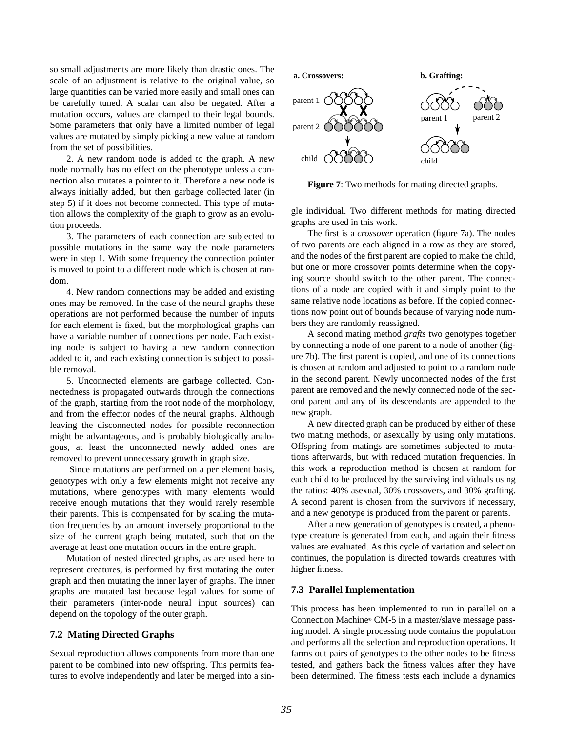so small adjustments are more likely than drastic ones. The scale of an adjustment is relative to the original value, so large quantities can be varied more easily and small ones can be carefully tuned. A scalar can also be negated. After a mutation occurs, values are clamped to their legal bounds. Some parameters that only have a limited number of legal values are mutated by simply picking a new value at random from the set of possibilities.

2. A new random node is added to the graph. A new node normally has no effect on the phenotype unless a connection also mutates a pointer to it. Therefore a new node is always initially added, but then garbage collected later (in step 5) if it does not become connected. This type of mutation allows the complexity of the graph to grow as an evolution proceeds.

3. The parameters of each connection are subjected to possible mutations in the same way the node parameters were in step 1. With some frequency the connection pointer is moved to point to a different node which is chosen at random.

4. New random connections may be added and existing ones may be removed. In the case of the neural graphs these operations are not performed because the number of inputs for each element is fixed, but the morphological graphs can have a variable number of connections per node. Each existing node is subject to having a new random connection added to it, and each existing connection is subject to possible removal.

5. Unconnected elements are garbage collected. Connectedness is propagated outwards through the connections of the graph, starting from the root node of the morphology, and from the effector nodes of the neural graphs. Although leaving the disconnected nodes for possible reconnection might be advantageous, and is probably biologically analogous, at least the unconnected newly added ones are removed to prevent unnecessary growth in graph size.

Since mutations are performed on a per element basis, genotypes with only a few elements might not receive any mutations, where genotypes with many elements would receive enough mutations that they would rarely resemble their parents. This is compensated for by scaling the mutation frequencies by an amount inversely proportional to the size of the current graph being mutated, such that on the average at least one mutation occurs in the entire graph.

Mutation of nested directed graphs, as are used here to represent creatures, is performed by first mutating the outer graph and then mutating the inner layer of graphs. The inner graphs are mutated last because legal values for some of their parameters (inter-node neural input sources) can depend on the topology of the outer graph.

## 7.2 Mating Directed Graphs

Sexual reproduction allows components from more than one parent to be combined into new offspring. This permits features to evolve independently and later be merged into a single individual. Two different methods for mating directed graphs are used in this work.

a. Crossovers:

parent 1

parent 2

child

b. Grafting:

parent 1

parent 2

child

**Figure 7**: Two methods for mating directed graphs.

The first is a *crossover* operation (figure 7a). The nodes of two parents are each aligned in a row as they are stored, and the nodes of the first parent are copied to make the child, but one or more crossover points determine when the copying source should switch to the other parent. The connections of a node are copied with it and simply point to the same relative node locations as before. If the copied connections now point out of bounds because of varying node numbers they are randomly reassigned.

A second mating method *grafts* two genotypes together by connecting a node of one parent to a node of another (figure 7b). The first parent is copied, and one of its connections is chosen at random and adjusted to point to a random node in the second parent. Newly unconnected nodes of the first parent are removed and the newly connected node of the second parent and any of its descendants are appended to the new graph.

A new directed graph can be produced by either of these two mating methods, or asexually by using only mutations. Offspring from matings are sometimes subjected to mutations afterwards, but with reduced mutation frequencies. In this work a reproduction method is chosen at random for each child to be produced by the surviving individuals using the ratios: 40% asexual, 30% crossovers, and 30% grafting. A second parent is chosen from the survivors if necessary, and a new genotype is produced from the parent or parents.

After a new generation of genotypes is created, a phenotype creature is generated from each, and again their fitness values are evaluated. As this cycle of variation and selection continues, the population is directed towards creatures with higher fitness.

## 7.3 Parallel Implementation

This process has been implemented to run in parallel on a Connection Machine® CM-5 in a master/slave message passing model. A single processing node contains the population and performs all the selection and reproduction operations. It farms out pairs of genotypes to the other nodes to be fitness tested, and gathers back the fitness values after they have been determined. The fitness tests each include a dynamics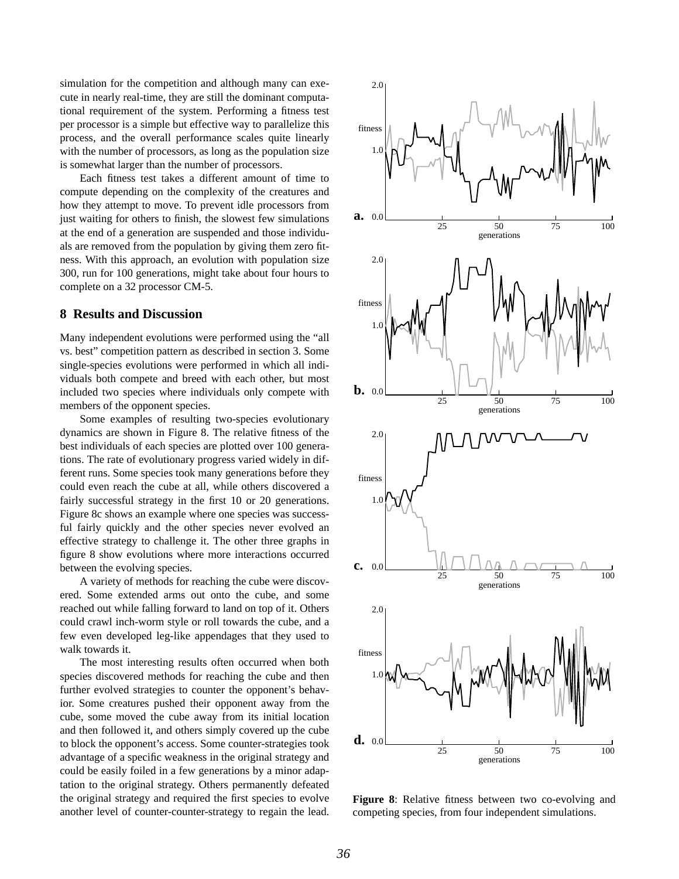simulation for the competition and although many can execute in nearly real-time, they are still the dominant computational requirement of the system. Performing a fitness test per processor is a simple but effective way to parallelize this process, and the overall performance scales quite linearly with the number of processors, as long as the population size is somewhat larger than the number of processors.

Each fitness test takes a different amount of time to compute depending on the complexity of the creatures and how they attempt to move. To prevent idle processors from just waiting for others to finish, the slowest few simulations at the end of a generation are suspended and those individuals are removed from the population by giving them zero fitness. With this approach, an evolution with population size 300, run for 100 generations, might take about four hours to complete on a 32 processor CM-5.

## 8 Results and Discussion

Many independent evolutions were performed using the "all vs. best" competition pattern as described in section 3. Some single-species evolutions were performed in which all individuals both compete and breed with each other, but most included two species where individuals only compete with members of the opponent species.

Some examples of resulting two-species evolutionary dynamics are shown in Figure 8. The relative fitness of the best individuals of each species are plotted over 100 generations. The rate of evolutionary progress varied widely in different runs. Some species took many generations before they could even reach the cube at all, while others discovered a fairly successful strategy in the first 10 or 20 generations. Figure 8c shows an example where one species was successful fairly quickly and the other species never evolved an effective strategy to challenge it. The other three graphs in figure 8 show evolutions where more interactions occurred between the evolving species.

A variety of methods for reaching the cube were discovered. Some extended arms out onto the cube, and some reached out while falling forward to land on top of it. Others could crawl inch-worm style or roll towards the cube, and a few even developed leg-like appendages that they used to walk towards it.

The most interesting results often occurred when both species discovered methods for reaching the cube and then further evolved strategies to counter the opponent's behavior. Some creatures pushed their opponent away from the cube, some moved the cube away from its initial location and then followed it, and others simply covered up the cube to block the opponent's access. Some counter-strategies took advantage of a specific weakness in the original strategy and could be easily foiled in a few generations by a minor adaptation to the original strategy. Others permanently defeated the original strategy and required the first species to evolve another level of counter-counter-strategy to regain the lead.

a.
fitness
2.0
1.0
0.0
25
50
75
100
generations

b.
fitness
2.0
1.0
0.0
25
50
75
100
generations

c.
fitness
2.0
1.0
0.0
25
50
75
100
generations

d.
fitness
2.0
1.0
0.0
25
50
75
100
generations

**Figure 8**: Relative fitness between two co-evolving and competing species, from four independent simulations.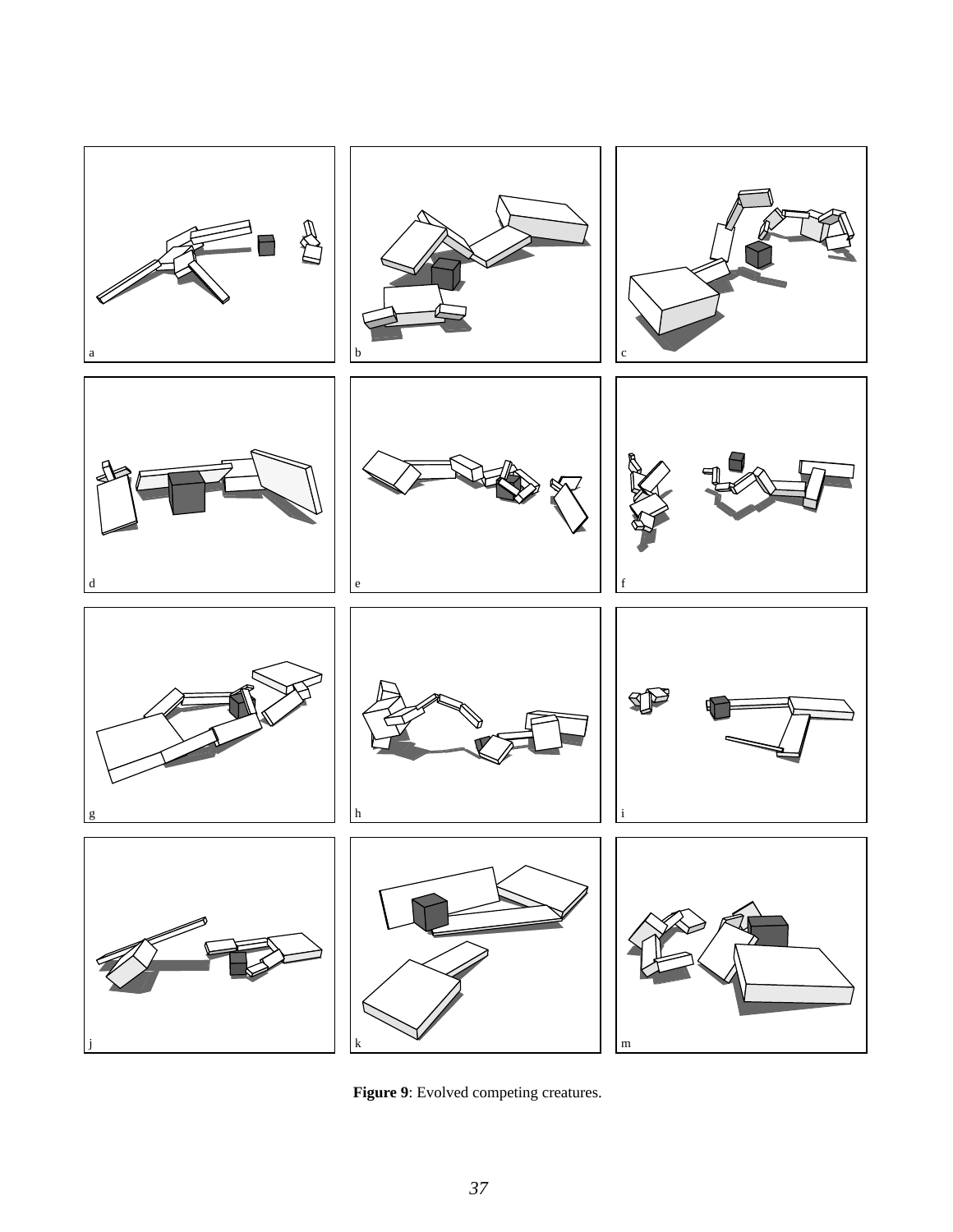**Figure 9**: Evolved competing creatures.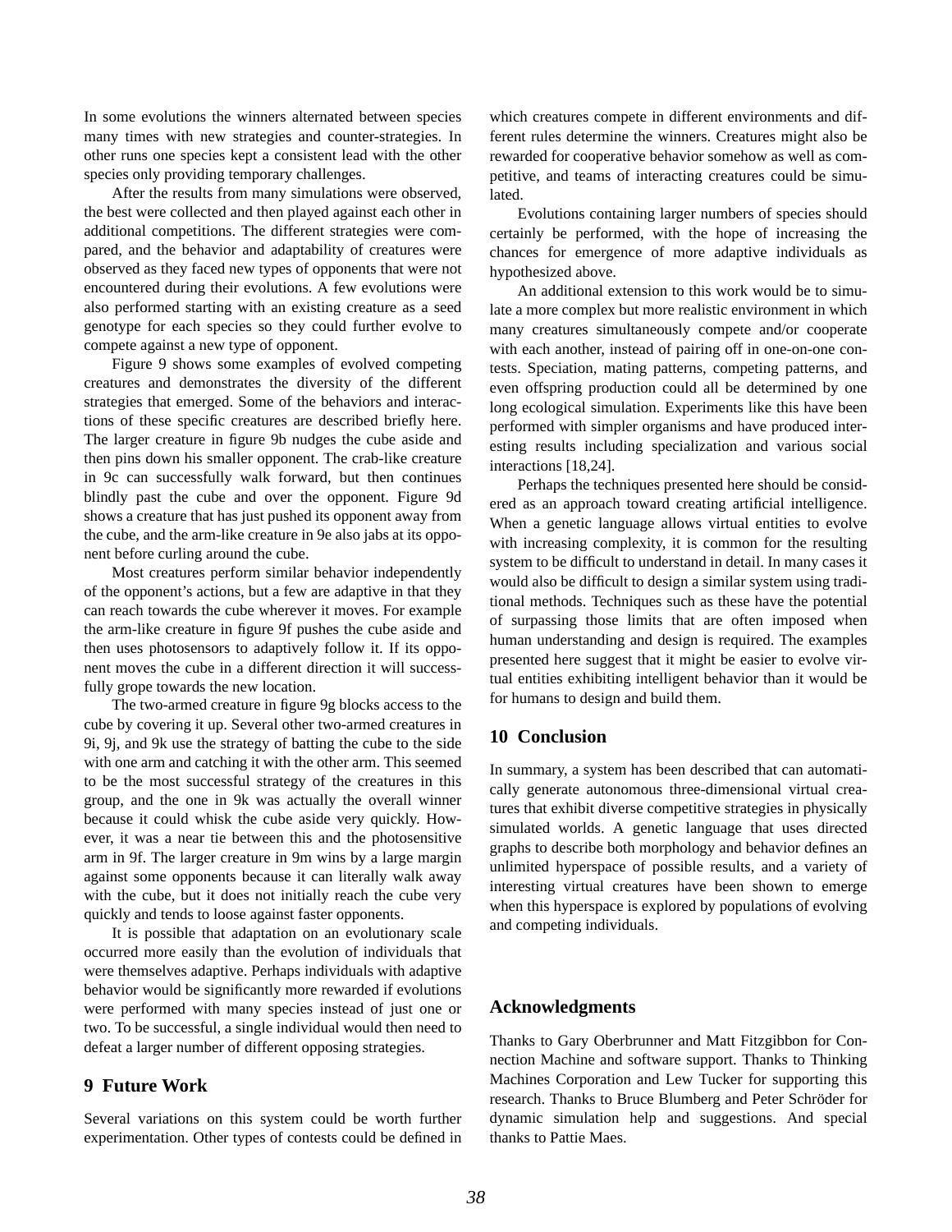In some evolutions the winners alternated between species many times with new strategies and counter-strategies. In other runs one species kept a consistent lead with the other species only providing temporary challenges.

After the results from many simulations were observed, the best were collected and then played against each other in additional competitions. The different strategies were compared, and the behavior and adaptability of creatures were observed as they faced new types of opponents that were not encountered during their evolutions. A few evolutions were also performed starting with an existing creature as a seed genotype for each species so they could further evolve to compete against a new type of opponent.

Figure 9 shows some examples of evolved competing creatures and demonstrates the diversity of the different strategies that emerged. Some of the behaviors and interactions of these specific creatures are described briefly here. The larger creature in figure 9b nudges the cube aside and then pins down his smaller opponent. The crab-like creature in 9c can successfully walk forward, but then continues blindly past the cube and over the opponent. Figure 9d shows a creature that has just pushed its opponent away from the cube, and the arm-like creature in 9e also jabs at its opponent before curling around the cube.

Most creatures perform similar behavior independently of the opponent's actions, but a few are adaptive in that they can reach towards the cube wherever it moves. For example the arm-like creature in figure 9f pushes the cube aside and then uses photosensors to adaptively follow it. If its opponent moves the cube in a different direction it will successfully grope towards the new location.

The two-armed creature in figure 9g blocks access to the cube by covering it up. Several other two-armed creatures in 9i, 9j, and 9k use the strategy of batting the cube to the side with one arm and catching it with the other arm. This seemed to be the most successful strategy of the creatures in this group, and the one in 9k was actually the overall winner because it could whisk the cube aside very quickly. However, it was a near tie between this and the photosensitive arm in 9f. The larger creature in 9m wins by a large margin against some opponents because it can literally walk away with the cube, but it does not initially reach the cube very quickly and tends to loose against faster opponents.

It is possible that adaptation on an evolutionary scale occurred more easily than the evolution of individuals that were themselves adaptive. Perhaps individuals with adaptive behavior would be significantly more rewarded if evolutions were performed with many species instead of just one or two. To be successful, a single individual would then need to defeat a larger number of different opposing strategies.

## 9 Future Work

Several variations on this system could be worth further experimentation. Other types of contests could be defined in which creatures compete in different environments and different rules determine the winners. Creatures might also be rewarded for cooperative behavior somehow as well as competitive, and teams of interacting creatures could be simulated.

Evolutions containing larger numbers of species should certainly be performed, with the hope of increasing the chances for emergence of more adaptive individuals as hypothesized above.

An additional extension to this work would be to simulate a more complex but more realistic environment in which many creatures simultaneously compete and/or cooperate with each another, instead of pairing off in one-on-one contests. Speciation, mating patterns, competing patterns, and even offspring production could all be determined by one long ecological simulation. Experiments like this have been performed with simpler organisms and have produced interesting results including specialization and various social interactions [18,24].

Perhaps the techniques presented here should be considered as an approach toward creating artificial intelligence. When a genetic language allows virtual entities to evolve with increasing complexity, it is common for the resulting system to be difficult to understand in detail. In many cases it would also be difficult to design a similar system using traditional methods. Techniques such as these have the potential of surpassing those limits that are often imposed when human understanding and design is required. The examples presented here suggest that it might be easier to evolve virtual entities exhibiting intelligent behavior than it would be for humans to design and build them.

## 10 Conclusion

In summary, a system has been described that can automatically generate autonomous three-dimensional virtual creatures that exhibit diverse competitive strategies in physically simulated worlds. A genetic language that uses directed graphs to describe both morphology and behavior defines an unlimited hyperspace of possible results, and a variety of interesting virtual creatures have been shown to emerge when this hyperspace is explored by populations of evolving and competing individuals.

## Acknowledgments

Thanks to Gary Oberbrunner and Matt Fitzgibbon for Connection Machine and software support. Thanks to Thinking Machines Corporation and Lew Tucker for supporting this research. Thanks to Bruce Blumberg and Peter Schröder for dynamic simulation help and suggestions. And special thanks to Pattie Maes.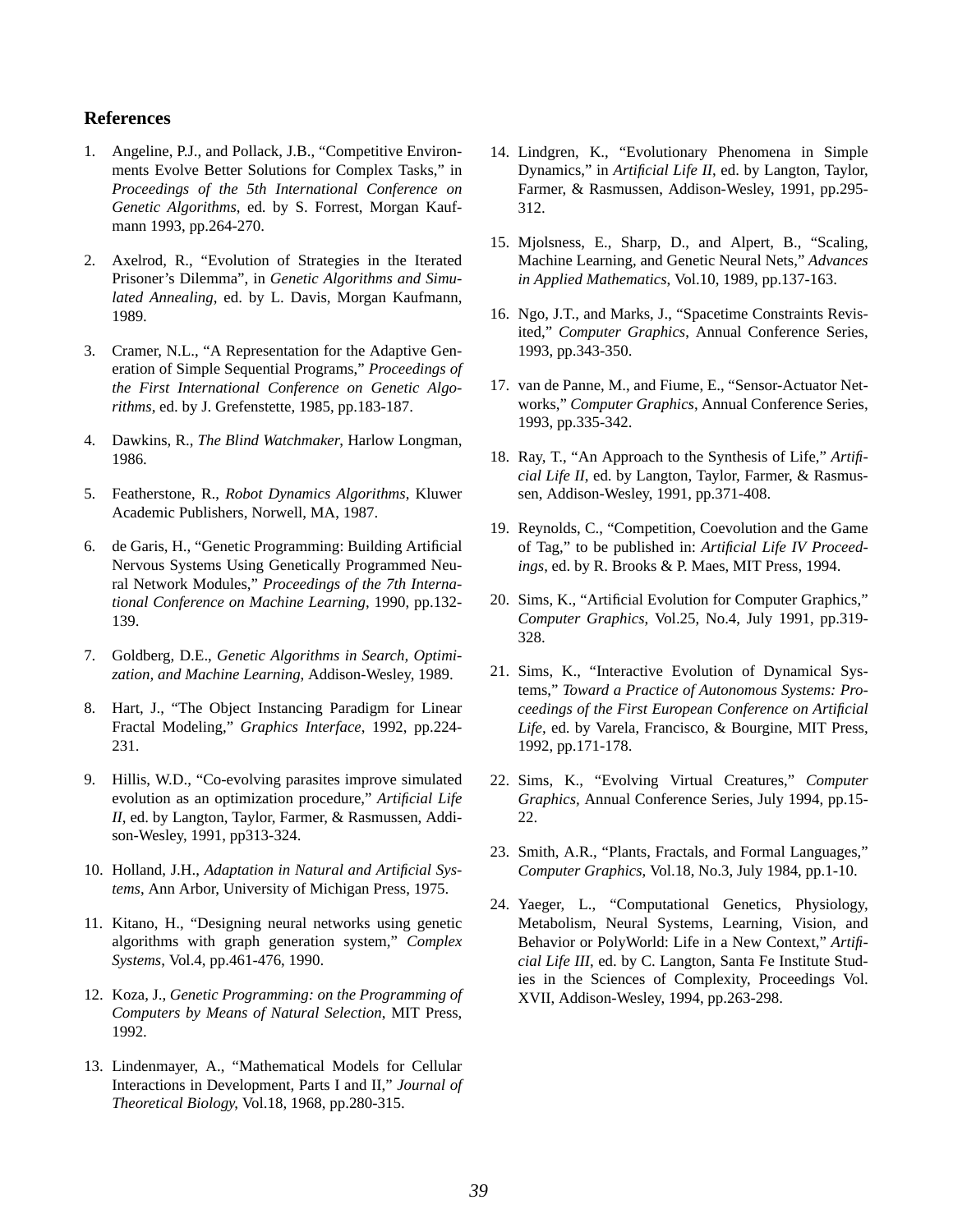## References

1. Angeline, P.J., and Pollack, J.B., "Competitive Environments Evolve Better Solutions for Complex Tasks," in *Proceedings of the 5th International Conference on Genetic Algorithms*, ed. by S. Forrest, Morgan Kaufmann 1993, pp.264-270.

2. Axelrod, R., "Evolution of Strategies in the Iterated Prisoner's Dilemma", in *Genetic Algorithms and Simulated Annealing*, ed. by L. Davis, Morgan Kaufmann, 1989.

3. Cramer, N.L., "A Representation for the Adaptive Generation of Simple Sequential Programs," *Proceedings of the First International Conference on Genetic Algorithms*, ed. by J. Grefenstette, 1985, pp.183-187.

4. Dawkins, R., *The Blind Watchmaker*, Harlow Longman, 1986.

5. Featherstone, R., *Robot Dynamics Algorithms*, Kluwer Academic Publishers, Norwell, MA, 1987.

6. de Garis, H., "Genetic Programming: Building Artificial Nervous Systems Using Genetically Programmed Neural Network Modules," *Proceedings of the 7th International Conference on Machine Learning*, 1990, pp.132-139.

7. Goldberg, D.E., *Genetic Algorithms in Search, Optimization, and Machine Learning*, Addison-Wesley, 1989.

8. Hart, J., "The Object Instancing Paradigm for Linear Fractal Modeling," *Graphics Interface*, 1992, pp.224-231.

9. Hillis, W.D., "Co-evolving parasites improve simulated evolution as an optimization procedure," *Artificial Life II*, ed. by Langton, Taylor, Farmer, & Rasmussen, Addison-Wesley, 1991, pp313-324.

10. Holland, J.H., *Adaptation in Natural and Artificial Systems*, Ann Arbor, University of Michigan Press, 1975.

11. Kitano, H., "Designing neural networks using genetic algorithms with graph generation system," *Complex Systems*, Vol.4, pp.461-476, 1990.

12. Koza, J., *Genetic Programming: on the Programming of Computers by Means of Natural Selection*, MIT Press, 1992.

13. Lindenmayer, A., "Mathematical Models for Cellular Interactions in Development, Parts I and II," *Journal of Theoretical Biology*, Vol.18, 1968, pp.280-315.

14. Lindgren, K., "Evolutionary Phenomena in Simple Dynamics," in *Artificial Life II*, ed. by Langton, Taylor, Farmer, & Rasmussen, Addison-Wesley, 1991, pp.295-312.

15. Mjolsness, E., Sharp, D., and Alpert, B., "Scaling, Machine Learning, and Genetic Neural Nets," *Advances in Applied Mathematics*, Vol.10, 1989, pp.137-163.

16. Ngo, J.T., and Marks, J., "Spacetime Constraints Revisited," *Computer Graphics*, Annual Conference Series, 1993, pp.343-350.

17. van de Panne, M., and Fiume, E., "Sensor-Actuator Networks," *Computer Graphics*, Annual Conference Series, 1993, pp.335-342.

18. Ray, T., "An Approach to the Synthesis of Life," *Artificial Life II*, ed. by Langton, Taylor, Farmer, & Rasmussen, Addison-Wesley, 1991, pp.371-408.

19. Reynolds, C., "Competition, Coevolution and the Game of Tag," to be published in: *Artificial Life IV Proceedings*, ed. by R. Brooks & P. Maes, MIT Press, 1994.

20. Sims, K., "Artificial Evolution for Computer Graphics," *Computer Graphics*, Vol.25, No.4, July 1991, pp.319-328.

21. Sims, K., "Interactive Evolution of Dynamical Systems," *Toward a Practice of Autonomous Systems: Proceedings of the First European Conference on Artificial Life*, ed. by Varela, Francisco, & Bourgine, MIT Press, 1992, pp.171-178.

22. Sims, K., "Evolving Virtual Creatures," *Computer Graphics*, Annual Conference Series, July 1994, pp.15-22.

23. Smith, A.R., "Plants, Fractals, and Formal Languages," *Computer Graphics*, Vol.18, No.3, July 1984, pp.1-10.

24. Yaeger, L., "Computational Genetics, Physiology, Metabolism, Neural Systems, Learning, Vision, and Behavior or PolyWorld: Life in a New Context," *Artificial Life III*, ed. by C. Langton, Santa Fe Institute Studies in the Sciences of Complexity, Proceedings Vol. XVII, Addison-Wesley, 1994, pp.263-298.